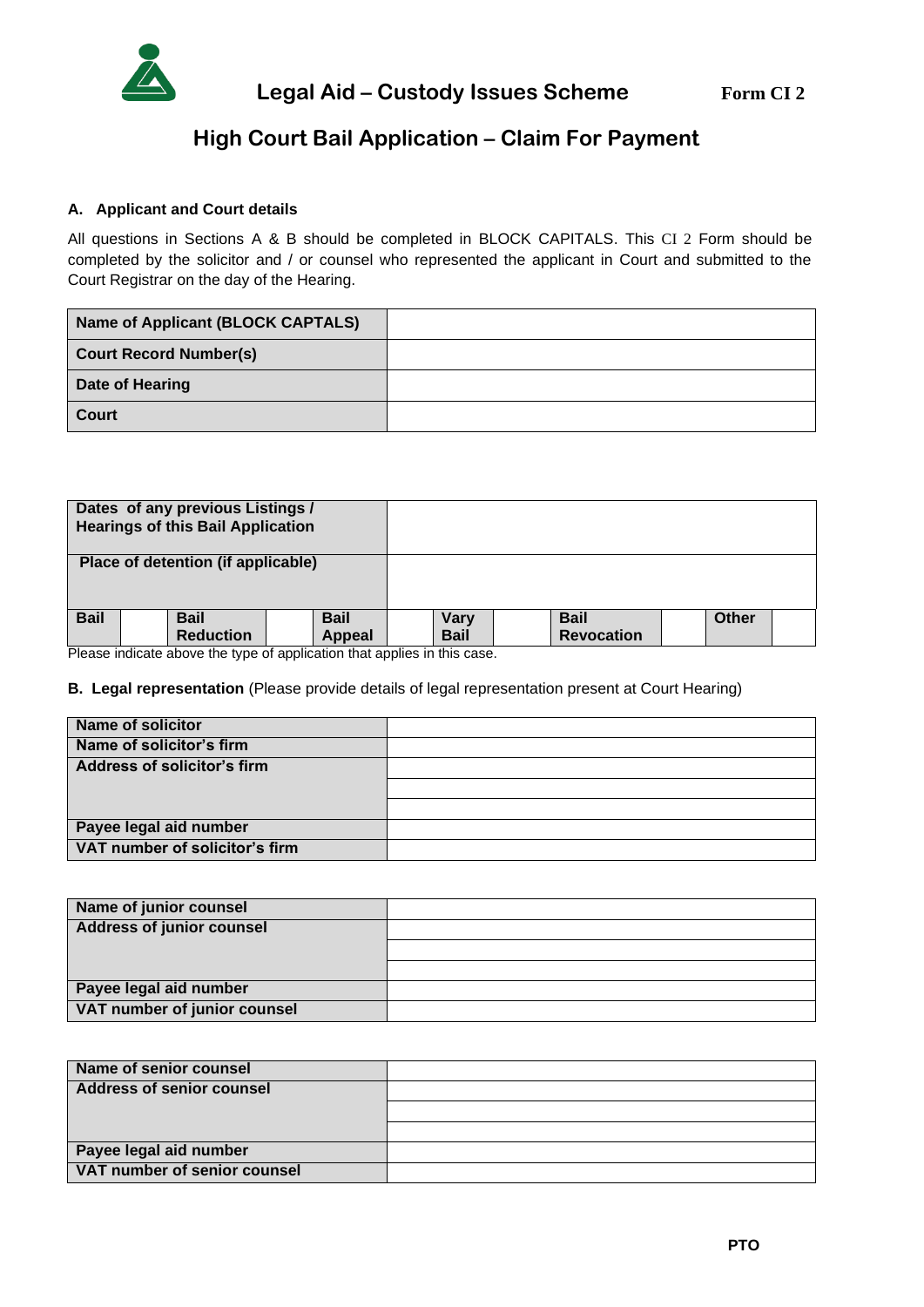# Legal Aid – Custody Issues Scheme

**Form CI 2**

## High Court Bail Application – Claim For Payment

### A. Applicant and Court details

All questions in Sections A & B should be completed in BLOCK CAPITALS. This CI 2 Form should be completed by the solicitor and / or counsel who represented the applicant in Court and submitted to the Court Registrar on the day of the Hearing.

| | |
|---|---|
| **Name of Applicant (BLOCK CAPTALS)** | |
| **Court Record Number(s)** | |
| **Date of Hearing** | |
| **Court** | |

| | |
|---|---|
| **Dates of any previous Listings / Hearings of this Bail Application** | |
| **Place of detention (if applicable)** | |

| **Bail** | | **Bail Reduction** | | **Bail Appeal** | | **Vary Bail** | | **Bail Revocation** | | **Other** | |
|---|---|---|---|---|---|---|---|---|---|---|---|

Please indicate above the type of application that applies in this case.

### B. Legal representation (Please provide details of legal representation present at Court Hearing)

| | |
|---|---|
| **Name of solicitor** | |
| **Name of solicitor's firm** | |
| **Address of solicitor's firm** | |
| | |
| | |
| **Payee legal aid number** | |
| **VAT number of solicitor's firm** | |

| | |
|---|---|
| **Name of junior counsel** | |
| **Address of junior counsel** | |
| | |
| | |
| **Payee legal aid number** | |
| **VAT number of junior counsel** | |

| | |
|---|---|
| **Name of senior counsel** | |
| **Address of senior counsel** | |
| | |
| | |
| **Payee legal aid number** | |
| **VAT number of senior counsel** | |

**PTO**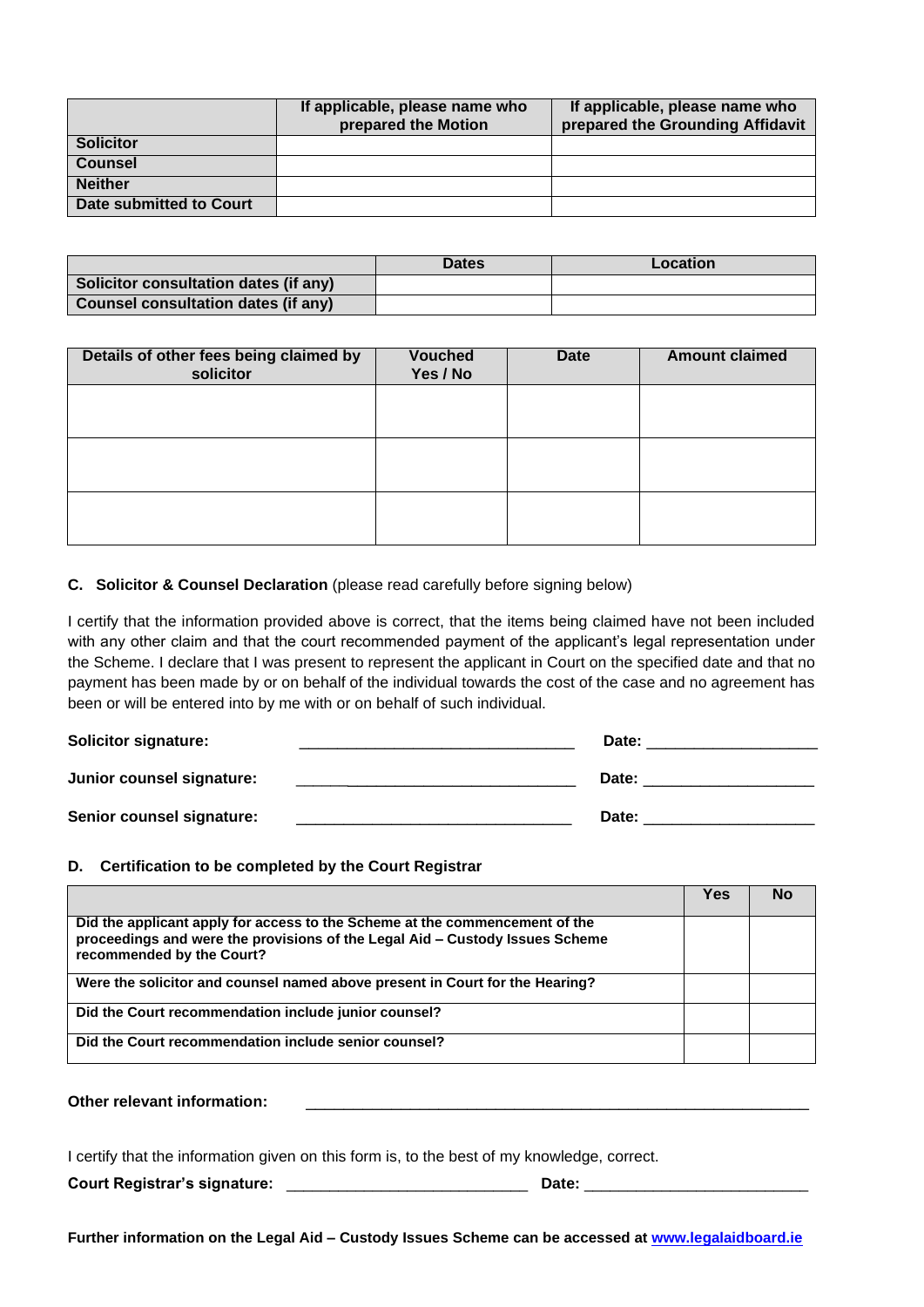| | If applicable, please name who prepared the Motion | If applicable, please name who prepared the Grounding Affidavit |
|---|---|---|
| **Solicitor** | | |
| **Counsel** | | |
| **Neither** | | |
| **Date submitted to Court** | | |

| | Dates | Location |
|---|---|---|
| **Solicitor consultation dates (if any)** | | |
| **Counsel consultation dates (if any)** | | |

| Details of other fees being claimed by solicitor | Vouched Yes / No | Date | Amount claimed |
|---|---|---|---|
| | | | |
| | | | |
| | | | |

### C. Solicitor & Counsel Declaration (please read carefully before signing below)

I certify that the information provided above is correct, that the items being claimed have not been included with any other claim and that the court recommended payment of the applicant's legal representation under the Scheme. I declare that I was present to represent the applicant in Court on the specified date and that no payment has been made by or on behalf of the individual towards the cost of the case and no agreement has been or will be entered into by me with or on behalf of such individual.

**Solicitor signature:** ________________________________ **Date:** ____________________

**Junior counsel signature:** ________________________________ **Date:** ____________________

**Senior counsel signature:** ________________________________ **Date:** ____________________

### D. Certification to be completed by the Court Registrar

| | Yes | No |
|---|---|---|
| **Did the applicant apply for access to the Scheme at the commencement of the proceedings and were the provisions of the Legal Aid – Custody Issues Scheme recommended by the Court?** | | |
| **Were the solicitor and counsel named above present in Court for the Hearing?** | | |
| **Did the Court recommendation include junior counsel?** | | |
| **Did the Court recommendation include senior counsel?** | | |

**Other relevant information:** ____________________________________________________________

I certify that the information given on this form is, to the best of my knowledge, correct.

**Court Registrar's signature:** ____________________________ **Date:** __________________________

**Further information on the Legal Aid – Custody Issues Scheme can be accessed at [www.legalaidboard.ie](http://www.legalaidboard.ie)**